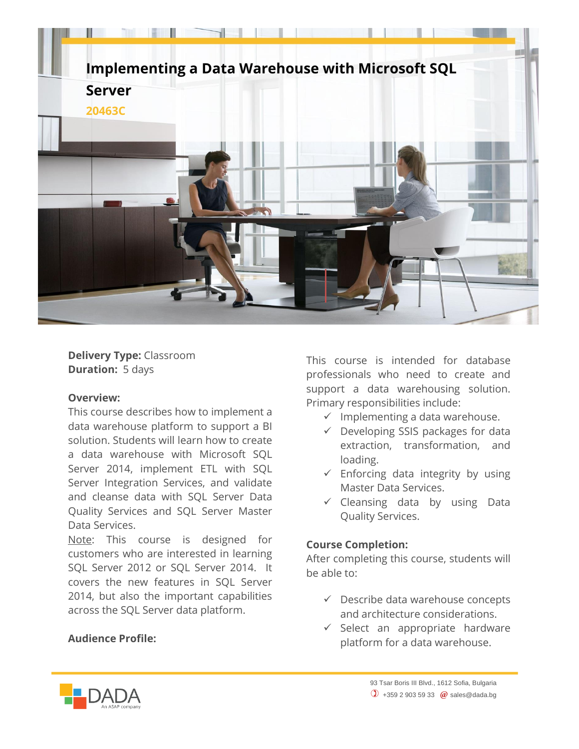# Implementing a Data Warehouse with Microsoft SQL Server

**20463C**

**Delivery Type:** Classroom
**Duration:** 5 days

**Overview:**
This course describes how to implement a data warehouse platform to support a BI solution. Students will learn how to create a data warehouse with Microsoft SQL Server 2014, implement ETL with SQL Server Integration Services, and validate and cleanse data with SQL Server Data Quality Services and SQL Server Master Data Services.

Note: This course is designed for customers who are interested in learning SQL Server 2012 or SQL Server 2014. It covers the new features in SQL Server 2014, but also the important capabilities across the SQL Server data platform.

**Audience Profile:**

This course is intended for database professionals who need to create and support a data warehousing solution. Primary responsibilities include:

- ✓ Implementing a data warehouse.
- ✓ Developing SSIS packages for data extraction, transformation, and loading.
- ✓ Enforcing data integrity by using Master Data Services.
- ✓ Cleansing data by using Data Quality Services.

**Course Completion:**
After completing this course, students will be able to:

- ✓ Describe data warehouse concepts and architecture considerations.
- ✓ Select an appropriate hardware platform for a data warehouse.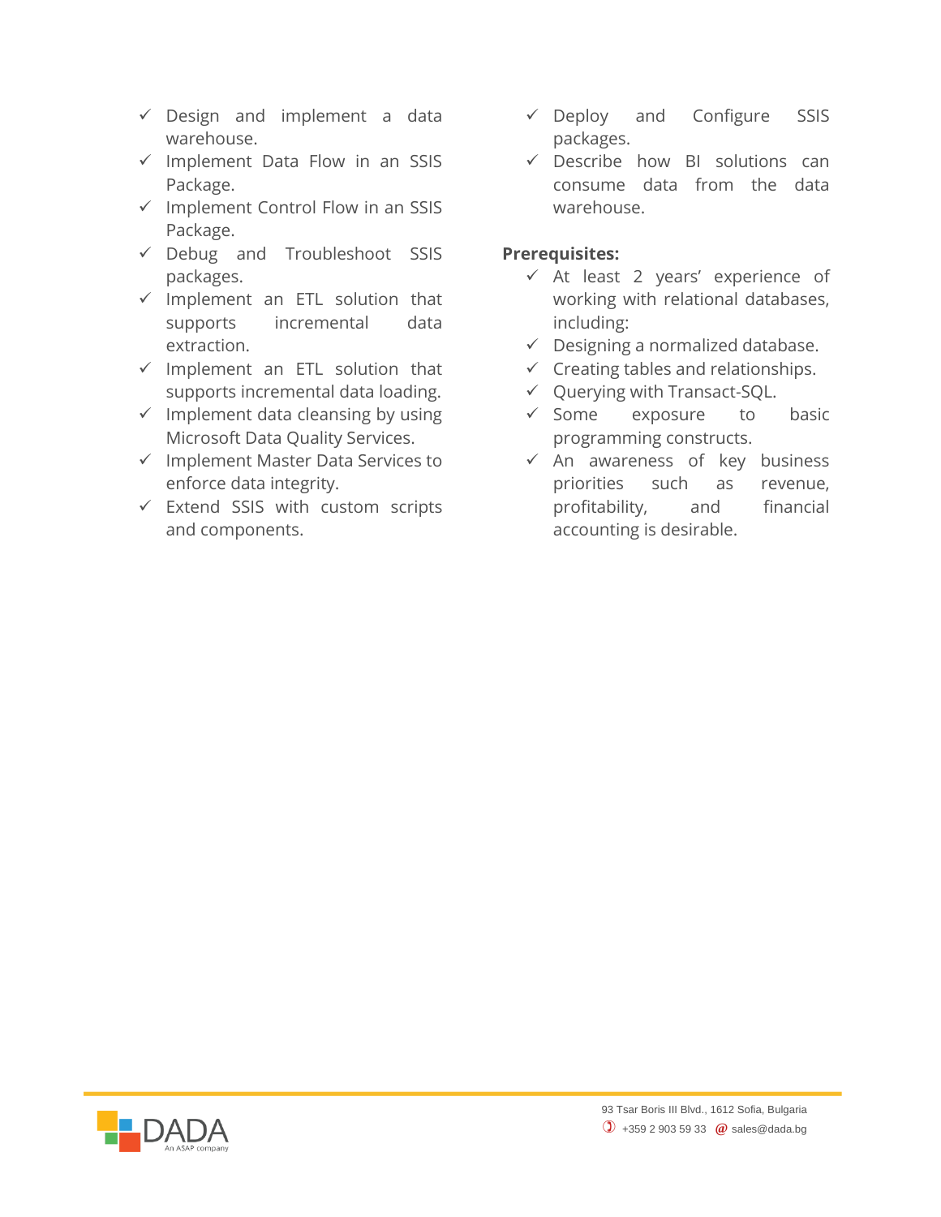- Design and implement a data warehouse.
- Implement Data Flow in an SSIS Package.
- Implement Control Flow in an SSIS Package.
- Debug and Troubleshoot SSIS packages.
- Implement an ETL solution that supports incremental data extraction.
- Implement an ETL solution that supports incremental data loading.
- Implement data cleansing by using Microsoft Data Quality Services.
- Implement Master Data Services to enforce data integrity.
- Extend SSIS with custom scripts and components.
- Deploy and Configure SSIS packages.
- Describe how BI solutions can consume data from the data warehouse.

**Prerequisites:**

- At least 2 years' experience of working with relational databases, including:
- Designing a normalized database.
- Creating tables and relationships.
- Querying with Transact-SQL.
- Some exposure to basic programming constructs.
- An awareness of key business priorities such as revenue, profitability, and financial accounting is desirable.